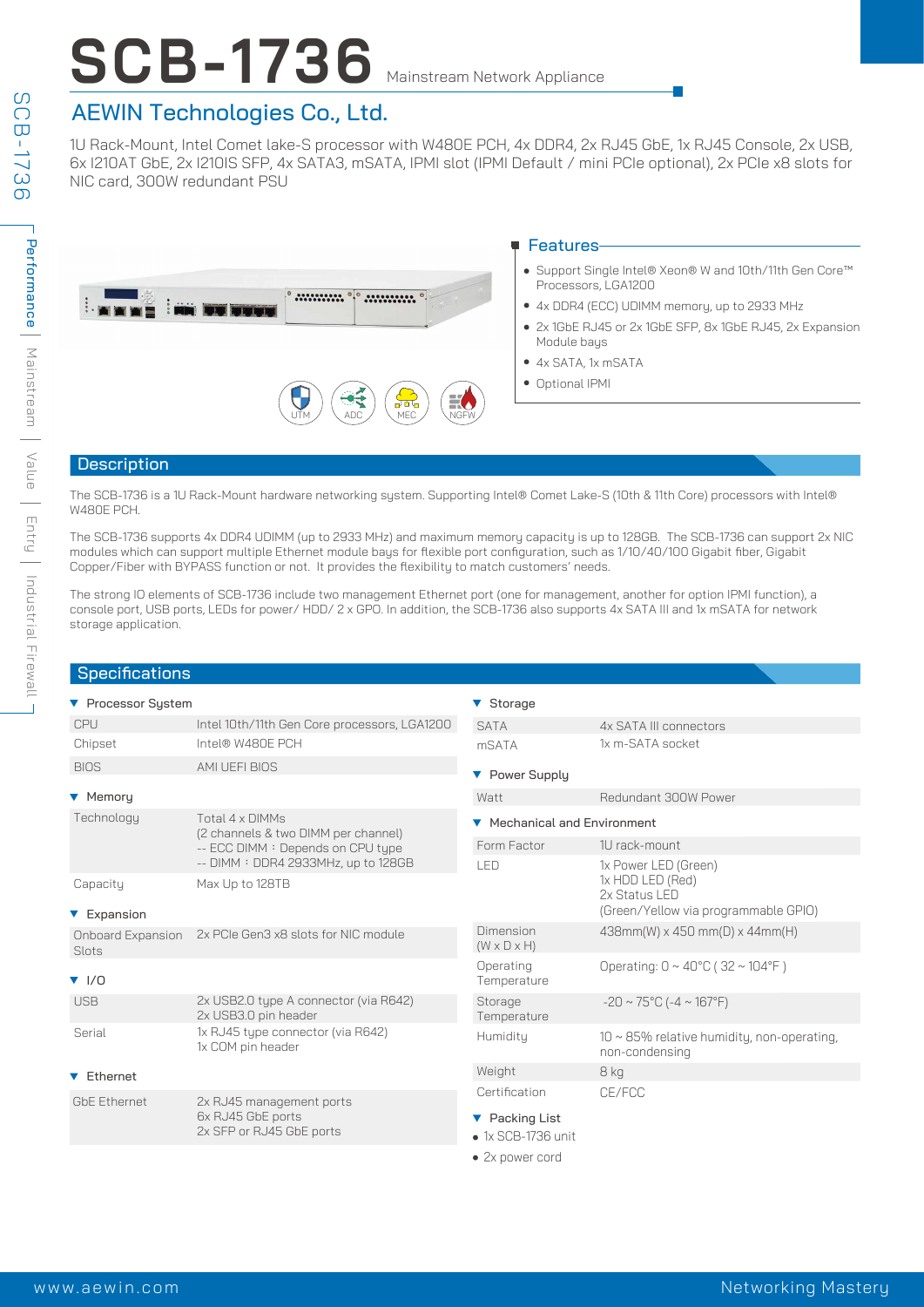# SCB-1736 Mainstream Network Appliance

## AEWIN Technologies Co., Ltd.

1U Rack-Mount, Intel Comet lake-S processor with W480E PCH, 4x DDR4, 2x RJ45 GbE, 1x RJ45 Console, 2x USB, 6x I210AT GbE, 2x I210IS SFP, 4x SATA3, mSATA, IPMI slot (IPMI Default / mini PCIe optional), 2x PCIe x8 slots for NIC card, 300W redundant PSU

UTM ADC MEC NGFW

### Features

- Support Single Intel® Xeon® W and 10th/11th Gen Core™ Processors, LGA1200
- 4x DDR4 (ECC) UDIMM memory, up to 2933 MHz
- 2x 1GbE RJ45 or 2x 1GbE SFP, 8x 1GbE RJ45, 2x Expansion Module bays
- 4x SATA, 1x mSATA
- Optional IPMI

## Description

The SCB-1736 is a 1U Rack-Mount hardware networking system. Supporting Intel® Comet Lake-S (10th & 11th Core) processors with Intel® W480E PCH.

The SCB-1736 supports 4x DDR4 UDIMM (up to 2933 MHz) and maximum memory capacity is up to 128GB. The SCB-1736 can support 2x NIC modules which can support multiple Ethernet module bays for flexible port configuration, such as 1/10/40/100 Gigabit fiber, Gigabit Copper/Fiber with BYPASS function or not. It provides the flexibility to match customers' needs.

The strong IO elements of SCB-1736 include two management Ethernet port (one for management, another for option IPMI function), a console port, USB ports, LEDs for power/ HDD/ 2 x GPO. In addition, the SCB-1736 also supports 4x SATA III and 1x mSATA for network storage application.

## Specifications

### Processor System

| | |
|---|---|
| CPU | Intel 10th/11th Gen Core processors, LGA1200 |
| Chipset | Intel® W480E PCH |
| BIOS | AMI UEFI BIOS |

### Memory

| | |
|---|---|
| Technology | Total 4 x DIMMs<br>(2 channels & two DIMM per channel)<br>-- ECC DIMM : Depends on CPU type<br>-- DIMM : DDR4 2933MHz, up to 128GB |
| Capacity | Max Up to 128TB |

### Expansion

| | |
|---|---|
| Onboard Expansion Slots | 2x PCIe Gen3 x8 slots for NIC module |

### I/O

| | |
|---|---|
| USB | 2x USB2.0 type A connector (via R642)<br>2x USB3.0 pin header |
| Serial | 1x RJ45 type connector (via R642)<br>1x COM pin header |

### Ethernet

| | |
|---|---|
| GbE Ethernet | 2x RJ45 management ports<br>6x RJ45 GbE ports<br>2x SFP or RJ45 GbE ports |

### Storage

| | |
|---|---|
| SATA | 4x SATA III connectors |
| mSATA | 1x m-SATA socket |

### Power Supply

| | |
|---|---|
| Watt | Redundant 300W Power |

### Mechanical and Environment

| | |
|---|---|
| Form Factor | 1U rack-mount |
| LED | 1x Power LED (Green)<br>1x HDD LED (Red)<br>2x Status LED<br>(Green/Yellow via programmable GPIO) |
| Dimension (W x D x H) | 438mm(W) x 450 mm(D) x 44mm(H) |
| Operating Temperature | Operating: 0 ~ 40°C ( 32 ~ 104°F ) |
| Storage Temperature | -20 ~ 75°C (-4 ~ 167°F) |
| Humidity | 10 ~ 85% relative humidity, non-operating, non-condensing |
| Weight | 8 kg |
| Certification | CE/FCC |

### Packing List

- 1x SCB-1736 unit
- 2x power cord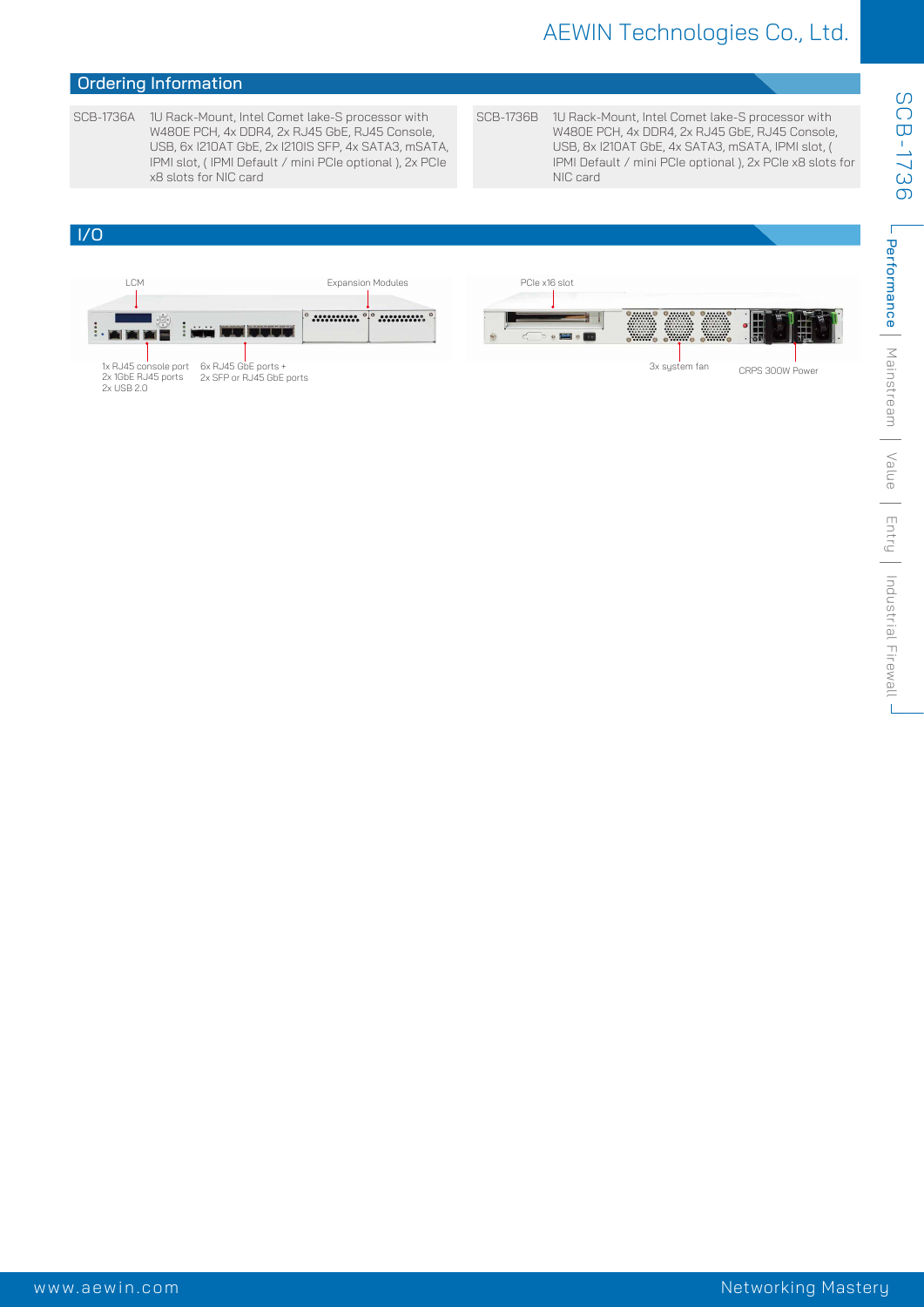## Ordering Information

| | |
|---|---|
| SCB-1736A | 1U Rack-Mount, Intel Comet lake-S processor with W480E PCH, 4x DDR4, 2x RJ45 GbE, RJ45 Console, USB, 6x I210AT GbE, 2x I210IS SFP, 4x SATA3, mSATA, IPMI slot, ( IPMI Default / mini PCIe optional ), 2x PCIe x8 slots for NIC card |
| SCB-1736B | 1U Rack-Mount, Intel Comet lake-S processor with W480E PCH, 4x DDR4, 2x RJ45 GbE, RJ45 Console, USB, 8x I210AT GbE, 4x SATA3, mSATA, IPMI slot, ( IPMI Default / mini PCIe optional ), 2x PCIe x8 slots for NIC card |

## I/O

LCM

Expansion Modules

1x RJ45 console port
2x 1GbE RJ45 ports
2x USB 2.0

6x RJ45 GbE ports +
2x SFP or RJ45 GbE ports

PCIe x16 slot

3x system fan

CRPS 300W Power